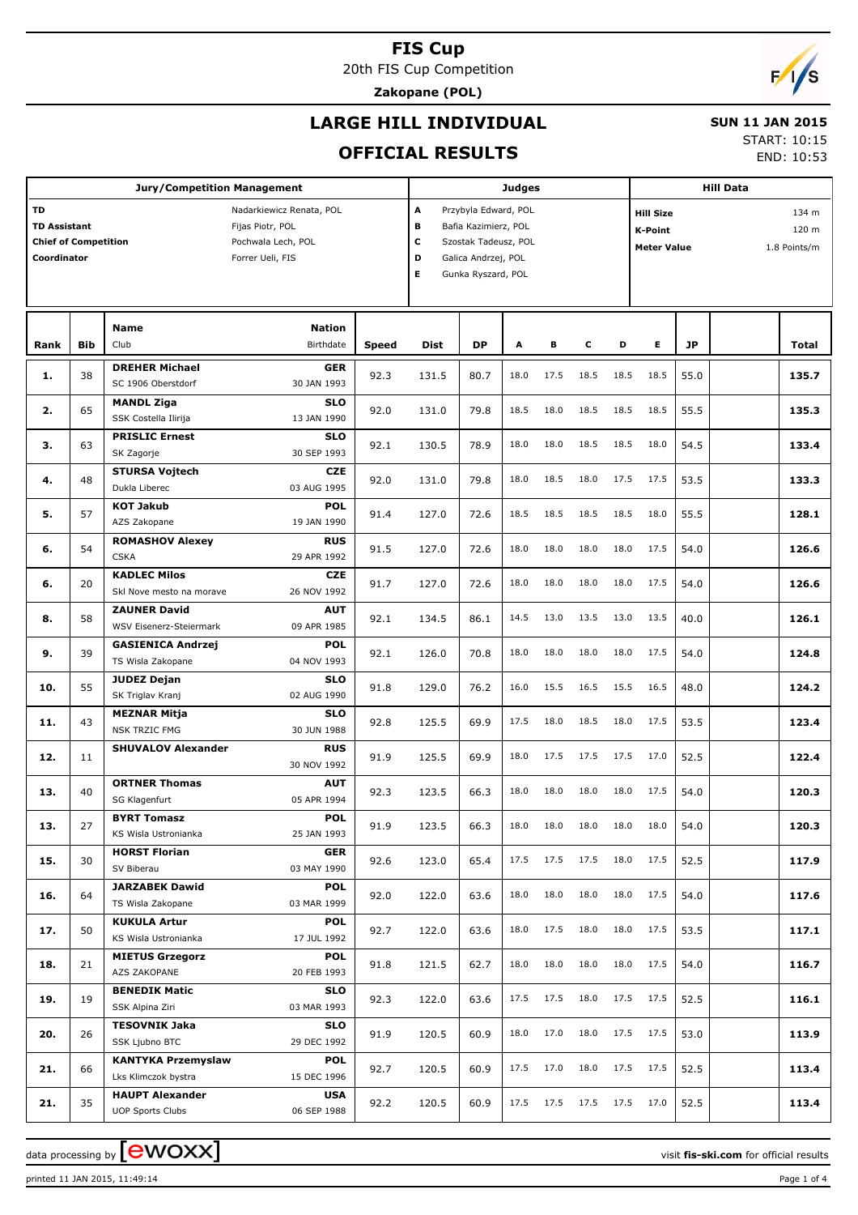# FIS Cup

20th FIS Cup Competition

**Zakopane (POL)**

## LARGE HILL INDIVIDUAL

## OFFICIAL RESULTS

**SUN 11 JAN 2015**

START: 10:15

END: 10:53

| Jury/Competition Management | | Judges | | Hill Data | |
|---|---|---|---|---|---|
| TD | Nadarkiewicz Renata, POL | A | Przybyla Edward, POL | Hill Size | 134 m |
| TD Assistant | Fijas Piotr, POL | B | Bafia Kazimierz, POL | K-Point | 120 m |
| Chief of Competition | Pochwala Lech, POL | C | Szostak Tadeusz, POL | Meter Value | 1.8 Points/m |
| Coordinator | Forrer Ueli, FIS | D | Galica Andrzej, POL | | |
| | | E | Gunka Ryszard, POL | | |

| Rank | Bib | Name / Club | Nation / Birthdate | Speed | Dist | DP | A | B | C | D | E | JP | Total |
|---|---|---|---|---|---|---|---|---|---|---|---|---|---|
| 1. | 38 | **DREHER Michael** SC 1906 Oberstdorf | **GER** 30 JAN 1993 | 92.3 | 131.5 | 80.7 | 18.0 | 17.5 | 18.5 | 18.5 | 18.5 | 55.0 | **135.7** |
| 2. | 65 | **MANDL Ziga** SSK Costella Ilirija | **SLO** 13 JAN 1990 | 92.0 | 131.0 | 79.8 | 18.5 | 18.0 | 18.5 | 18.5 | 18.5 | 55.5 | **135.3** |
| 3. | 63 | **PRISLIC Ernest** SK Zagorje | **SLO** 30 SEP 1993 | 92.1 | 130.5 | 78.9 | 18.0 | 18.0 | 18.5 | 18.5 | 18.0 | 54.5 | **133.4** |
| 4. | 48 | **STURSA Vojtech** Dukla Liberec | **CZE** 03 AUG 1995 | 92.0 | 131.0 | 79.8 | 18.0 | 18.5 | 18.0 | 17.5 | 17.5 | 53.5 | **133.3** |
| 5. | 57 | **KOT Jakub** AZS Zakopane | **POL** 19 JAN 1990 | 91.4 | 127.0 | 72.6 | 18.5 | 18.5 | 18.5 | 18.5 | 18.0 | 55.5 | **128.1** |
| 6. | 54 | **ROMASHOV Alexey** CSKA | **RUS** 29 APR 1992 | 91.5 | 127.0 | 72.6 | 18.0 | 18.0 | 18.0 | 18.0 | 17.5 | 54.0 | **126.6** |
| 6. | 20 | **KADLEC Milos** Skl Nove mesto na morave | **CZE** 26 NOV 1992 | 91.7 | 127.0 | 72.6 | 18.0 | 18.0 | 18.0 | 18.0 | 17.5 | 54.0 | **126.6** |
| 8. | 58 | **ZAUNER David** WSV Eisenerz-Steiermark | **AUT** 09 APR 1985 | 92.1 | 134.5 | 86.1 | 14.5 | 13.0 | 13.5 | 13.0 | 13.5 | 40.0 | **126.1** |
| 9. | 39 | **GASIENICA Andrzej** TS Wisla Zakopane | **POL** 04 NOV 1993 | 92.1 | 126.0 | 70.8 | 18.0 | 18.0 | 18.0 | 18.0 | 17.5 | 54.0 | **124.8** |
| 10. | 55 | **JUDEZ Dejan** SK Triglav Kranj | **SLO** 02 AUG 1990 | 91.8 | 129.0 | 76.2 | 16.0 | 15.5 | 16.5 | 15.5 | 16.5 | 48.0 | **124.2** |
| 11. | 43 | **MEZNAR Mitja** NSK TRZIC FMG | **SLO** 30 JUN 1988 | 92.8 | 125.5 | 69.9 | 17.5 | 18.0 | 18.5 | 18.0 | 17.5 | 53.5 | **123.4** |
| 12. | 11 | **SHUVALOV Alexander** | **RUS** 30 NOV 1992 | 91.9 | 125.5 | 69.9 | 18.0 | 17.5 | 17.5 | 17.5 | 17.0 | 52.5 | **122.4** |
| 13. | 40 | **ORTNER Thomas** SG Klagenfurt | **AUT** 05 APR 1994 | 92.3 | 123.5 | 66.3 | 18.0 | 18.0 | 18.0 | 18.0 | 17.5 | 54.0 | **120.3** |
| 13. | 27 | **BYRT Tomasz** KS Wisla Ustronianka | **POL** 25 JAN 1993 | 91.9 | 123.5 | 66.3 | 18.0 | 18.0 | 18.0 | 18.0 | 18.0 | 54.0 | **120.3** |
| 15. | 30 | **HORST Florian** SV Biberau | **GER** 03 MAY 1990 | 92.6 | 123.0 | 65.4 | 17.5 | 17.5 | 17.5 | 18.0 | 17.5 | 52.5 | **117.9** |
| 16. | 64 | **JARZABEK Dawid** TS Wisla Zakopane | **POL** 03 MAR 1999 | 92.0 | 122.0 | 63.6 | 18.0 | 18.0 | 18.0 | 18.0 | 17.5 | 54.0 | **117.6** |
| 17. | 50 | **KUKULA Artur** KS Wisla Ustronianka | **POL** 17 JUL 1992 | 92.7 | 122.0 | 63.6 | 18.0 | 17.5 | 18.0 | 18.0 | 17.5 | 53.5 | **117.1** |
| 18. | 21 | **MIETUS Grzegorz** AZS ZAKOPANE | **POL** 20 FEB 1993 | 91.8 | 121.5 | 62.7 | 18.0 | 18.0 | 18.0 | 18.0 | 17.5 | 54.0 | **116.7** |
| 19. | 19 | **BENEDIK Matic** SSK Alpina Ziri | **SLO** 03 MAR 1993 | 92.3 | 122.0 | 63.6 | 17.5 | 17.5 | 18.0 | 17.5 | 17.5 | 52.5 | **116.1** |
| 20. | 26 | **TESOVNIK Jaka** SSK Ljubno BTC | **SLO** 29 DEC 1992 | 91.9 | 120.5 | 60.9 | 18.0 | 17.0 | 18.0 | 17.5 | 17.5 | 53.0 | **113.9** |
| 21. | 66 | **KANTYKA Przemyslaw** Lks Klimczok bystra | **POL** 15 DEC 1996 | 92.7 | 120.5 | 60.9 | 17.5 | 17.0 | 18.0 | 17.5 | 17.5 | 52.5 | **113.4** |
| 21. | 35 | **HAUPT Alexander** UOP Sports Clubs | **USA** 06 SEP 1988 | 92.2 | 120.5 | 60.9 | 17.5 | 17.5 | 17.5 | 17.5 | 17.0 | 52.5 | **113.4** |

data processing by ewoxx — visit fis-ski.com for official results

printed 11 JAN 2015, 11:49:14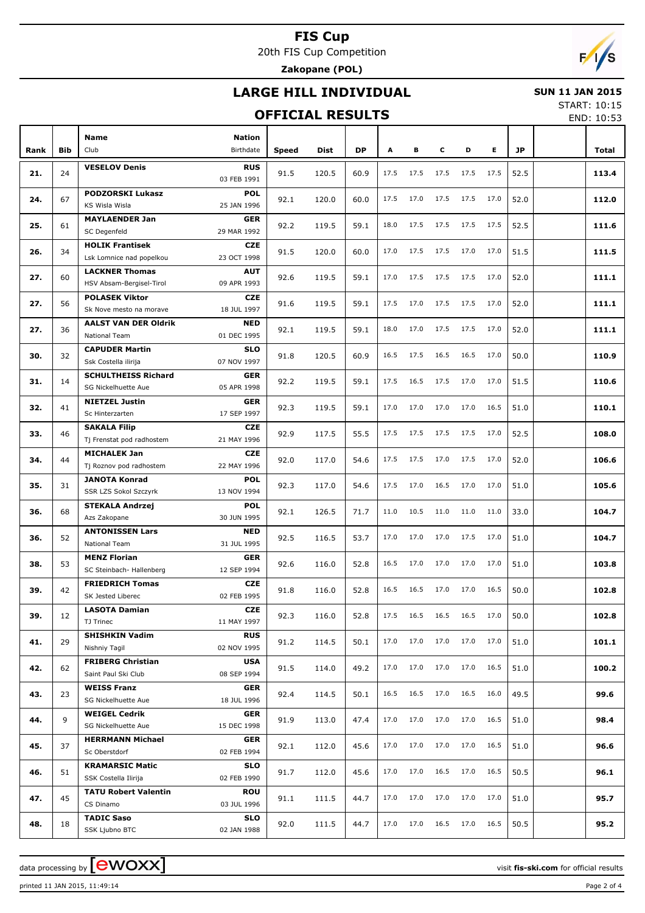# FIS Cup

20th FIS Cup Competition

**Zakopane (POL)**

## LARGE HILL INDIVIDUAL

**SUN 11 JAN 2015**

START: 10:15

END: 10:53

## OFFICIAL RESULTS

| Rank | Bib | Name<br>Club | Nation<br>Birthdate | Speed | Dist | DP | A | B | C | D | E | JP | | Total |
|---|---|---|---|---|---|---|---|---|---|---|---|---|---|---|
| 21. | 24 | **VESELOV Denis** | **RUS**<br>03 FEB 1991 | 91.5 | 120.5 | 60.9 | 17.5 | 17.5 | 17.5 | 17.5 | 17.5 | 52.5 | | **113.4** |
| 24. | 67 | **PODZORSKI Lukasz**<br>KS Wisla Wisla | **POL**<br>25 JAN 1996 | 92.1 | 120.0 | 60.0 | 17.5 | 17.0 | 17.5 | 17.5 | 17.0 | 52.0 | | **112.0** |
| 25. | 61 | **MAYLAENDER Jan**<br>SC Degenfeld | **GER**<br>29 MAR 1992 | 92.2 | 119.5 | 59.1 | 18.0 | 17.5 | 17.5 | 17.5 | 17.5 | 52.5 | | **111.6** |
| 26. | 34 | **HOLIK Frantisek**<br>Lsk Lomnice nad popelkou | **CZE**<br>23 OCT 1998 | 91.5 | 120.0 | 60.0 | 17.0 | 17.5 | 17.5 | 17.0 | 17.0 | 51.5 | | **111.5** |
| 27. | 60 | **LACKNER Thomas**<br>HSV Absam-Bergisel-Tirol | **AUT**<br>09 APR 1993 | 92.6 | 119.5 | 59.1 | 17.0 | 17.5 | 17.5 | 17.5 | 17.0 | 52.0 | | **111.1** |
| 27. | 56 | **POLASEK Viktor**<br>Sk Nove mesto na morave | **CZE**<br>18 JUL 1997 | 91.6 | 119.5 | 59.1 | 17.5 | 17.0 | 17.5 | 17.5 | 17.0 | 52.0 | | **111.1** |
| 27. | 36 | **AALST VAN DER Oldrik**<br>National Team | **NED**<br>01 DEC 1995 | 92.1 | 119.5 | 59.1 | 18.0 | 17.0 | 17.5 | 17.5 | 17.0 | 52.0 | | **111.1** |
| 30. | 32 | **CAPUDER Martin**<br>Ssk Costella ilirija | **SLO**<br>07 NOV 1997 | 91.8 | 120.5 | 60.9 | 16.5 | 17.5 | 16.5 | 16.5 | 17.0 | 50.0 | | **110.9** |
| 31. | 14 | **SCHULTHEISS Richard**<br>SG Nickelhuette Aue | **GER**<br>05 APR 1998 | 92.2 | 119.5 | 59.1 | 17.5 | 16.5 | 17.5 | 17.0 | 17.0 | 51.5 | | **110.6** |
| 32. | 41 | **NIETZEL Justin**<br>Sc Hinterzarten | **GER**<br>17 SEP 1997 | 92.3 | 119.5 | 59.1 | 17.0 | 17.0 | 17.0 | 17.0 | 16.5 | 51.0 | | **110.1** |
| 33. | 46 | **SAKALA Filip**<br>Tj Frenstat pod radhostem | **CZE**<br>21 MAY 1996 | 92.9 | 117.5 | 55.5 | 17.5 | 17.5 | 17.5 | 17.5 | 17.0 | 52.5 | | **108.0** |
| 34. | 44 | **MICHALEK Jan**<br>Tj Roznov pod radhostem | **CZE**<br>22 MAY 1996 | 92.0 | 117.0 | 54.6 | 17.5 | 17.5 | 17.0 | 17.5 | 17.0 | 52.0 | | **106.6** |
| 35. | 31 | **JANOTA Konrad**<br>SSR LZS Sokol Szczyrk | **POL**<br>13 NOV 1994 | 92.3 | 117.0 | 54.6 | 17.5 | 17.0 | 16.5 | 17.0 | 17.0 | 51.0 | | **105.6** |
| 36. | 68 | **STEKALA Andrzej**<br>Azs Zakopane | **POL**<br>30 JUN 1995 | 92.1 | 126.5 | 71.7 | 11.0 | 10.5 | 11.0 | 11.0 | 11.0 | 33.0 | | **104.7** |
| 36. | 52 | **ANTONISSEN Lars**<br>National Team | **NED**<br>31 JUL 1995 | 92.5 | 116.5 | 53.7 | 17.0 | 17.0 | 17.0 | 17.5 | 17.0 | 51.0 | | **104.7** |
| 38. | 53 | **MENZ Florian**<br>SC Steinbach- Hallenberg | **GER**<br>12 SEP 1994 | 92.6 | 116.0 | 52.8 | 16.5 | 17.0 | 17.0 | 17.0 | 17.0 | 51.0 | | **103.8** |
| 39. | 42 | **FRIEDRICH Tomas**<br>SK Jested Liberec | **CZE**<br>02 FEB 1995 | 91.8 | 116.0 | 52.8 | 16.5 | 16.5 | 17.0 | 17.0 | 16.5 | 50.0 | | **102.8** |
| 39. | 12 | **LASOTA Damian**<br>TJ Trinec | **CZE**<br>11 MAY 1997 | 92.3 | 116.0 | 52.8 | 17.5 | 16.5 | 16.5 | 16.5 | 17.0 | 50.0 | | **102.8** |
| 41. | 29 | **SHISHKIN Vadim**<br>Nishniy Tagil | **RUS**<br>02 NOV 1995 | 91.2 | 114.5 | 50.1 | 17.0 | 17.0 | 17.0 | 17.0 | 17.0 | 51.0 | | **101.1** |
| 42. | 62 | **FRIBERG Christian**<br>Saint Paul Ski Club | **USA**<br>08 SEP 1994 | 91.5 | 114.0 | 49.2 | 17.0 | 17.0 | 17.0 | 17.0 | 16.5 | 51.0 | | **100.2** |
| 43. | 23 | **WEISS Franz**<br>SG Nickelhuette Aue | **GER**<br>18 JUL 1996 | 92.4 | 114.5 | 50.1 | 16.5 | 16.5 | 17.0 | 16.5 | 16.0 | 49.5 | | **99.6** |
| 44. | 9 | **WEIGEL Cedrik**<br>SG Nickelhuette Aue | **GER**<br>15 DEC 1998 | 91.9 | 113.0 | 47.4 | 17.0 | 17.0 | 17.0 | 17.0 | 16.5 | 51.0 | | **98.4** |
| 45. | 37 | **HERRMANN Michael**<br>Sc Oberstdorf | **GER**<br>02 FEB 1994 | 92.1 | 112.0 | 45.6 | 17.0 | 17.0 | 17.0 | 17.0 | 16.5 | 51.0 | | **96.6** |
| 46. | 51 | **KRAMARSIC Matic**<br>SSK Costella Ilirija | **SLO**<br>02 FEB 1990 | 91.7 | 112.0 | 45.6 | 17.0 | 17.0 | 16.5 | 17.0 | 16.5 | 50.5 | | **96.1** |
| 47. | 45 | **TATU Robert Valentin**<br>CS Dinamo | **ROU**<br>03 JUL 1996 | 91.1 | 111.5 | 44.7 | 17.0 | 17.0 | 17.0 | 17.0 | 17.0 | 51.0 | | **95.7** |
| 48. | 18 | **TADIC Saso**<br>SSK Ljubno BTC | **SLO**<br>02 JAN 1988 | 92.0 | 111.5 | 44.7 | 17.0 | 17.0 | 16.5 | 17.0 | 16.5 | 50.5 | | **95.2** |

data processing by **ewoxx** visit **fis-ski.com** for official results

printed 11 JAN 2015, 11:49:14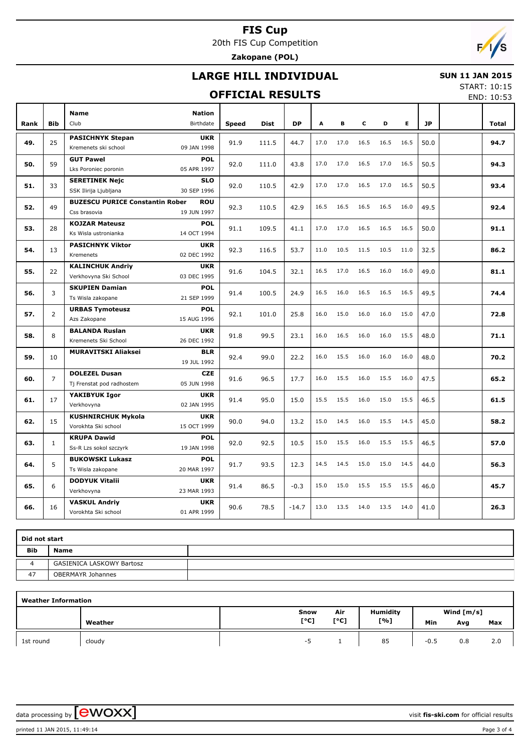# FIS Cup

20th FIS Cup Competition

**Zakopane (POL)**

## LARGE HILL INDIVIDUAL

**SUN 11 JAN 2015**

START: 10:15

END: 10:53

## OFFICIAL RESULTS

| Rank | Bib | Name / Club | Nation / Birthdate | Speed | Dist | DP | A | B | C | D | E | JP | | Total |
|---|---|---|---|---|---|---|---|---|---|---|---|---|---|---|
| 49. | 25 | **PASICHNYK Stepan**<br>Kremenets ski school | **UKR**<br>09 JAN 1998 | 91.9 | 111.5 | 44.7 | 17.0 | 17.0 | 16.5 | 16.5 | 16.5 | 50.0 | | **94.7** |
| 50. | 59 | **GUT Pawel**<br>Lks Poroniec poronin | **POL**<br>05 APR 1997 | 92.0 | 111.0 | 43.8 | 17.0 | 17.0 | 16.5 | 17.0 | 16.5 | 50.5 | | **94.3** |
| 51. | 33 | **SERETINEK Nejc**<br>SSK Ilirija Ljubljana | **SLO**<br>30 SEP 1996 | 92.0 | 110.5 | 42.9 | 17.0 | 17.0 | 16.5 | 17.0 | 16.5 | 50.5 | | **93.4** |
| 52. | 49 | **BUZESCU PURICE Constantin Rober**<br>Css brasovia | **ROU**<br>19 JUN 1997 | 92.3 | 110.5 | 42.9 | 16.5 | 16.5 | 16.5 | 16.5 | 16.0 | 49.5 | | **92.4** |
| 53. | 28 | **KOJZAR Mateusz**<br>Ks Wisla ustronianka | **POL**<br>14 OCT 1994 | 91.1 | 109.5 | 41.1 | 17.0 | 17.0 | 16.5 | 16.5 | 16.5 | 50.0 | | **91.1** |
| 54. | 13 | **PASICHNYK Viktor**<br>Kremenets | **UKR**<br>02 DEC 1992 | 92.3 | 116.5 | 53.7 | 11.0 | 10.5 | 11.5 | 10.5 | 11.0 | 32.5 | | **86.2** |
| 55. | 22 | **KALINCHUK Andriy**<br>Verkhovyna Ski School | **UKR**<br>03 DEC 1995 | 91.6 | 104.5 | 32.1 | 16.5 | 17.0 | 16.5 | 16.0 | 16.0 | 49.0 | | **81.1** |
| 56. | 3 | **SKUPIEN Damian**<br>Ts Wisla zakopane | **POL**<br>21 SEP 1999 | 91.4 | 100.5 | 24.9 | 16.5 | 16.0 | 16.5 | 16.5 | 16.5 | 49.5 | | **74.4** |
| 57. | 2 | **URBAS Tymoteusz**<br>Azs Zakopane | **POL**<br>15 AUG 1996 | 92.1 | 101.0 | 25.8 | 16.0 | 15.0 | 16.0 | 16.0 | 15.0 | 47.0 | | **72.8** |
| 58. | 8 | **BALANDA Ruslan**<br>Kremenets Ski School | **UKR**<br>26 DEC 1992 | 91.8 | 99.5 | 23.1 | 16.0 | 16.5 | 16.0 | 16.0 | 15.5 | 48.0 | | **71.1** |
| 59. | 10 | **MURAVITSKI Aliaksei** | **BLR**<br>19 JUL 1992 | 92.4 | 99.0 | 22.2 | 16.0 | 15.5 | 16.0 | 16.0 | 16.0 | 48.0 | | **70.2** |
| 60. | 7 | **DOLEZEL Dusan**<br>Tj Frenstat pod radhostem | **CZE**<br>05 JUN 1998 | 91.6 | 96.5 | 17.7 | 16.0 | 15.5 | 16.0 | 15.5 | 16.0 | 47.5 | | **65.2** |
| 61. | 17 | **YAKIBYUK Igor**<br>Verkhovyna | **UKR**<br>02 JAN 1995 | 91.4 | 95.0 | 15.0 | 15.5 | 15.5 | 16.0 | 15.0 | 15.5 | 46.5 | | **61.5** |
| 62. | 15 | **KUSHNIRCHUK Mykola**<br>Vorokhta Ski school | **UKR**<br>15 OCT 1999 | 90.0 | 94.0 | 13.2 | 15.0 | 14.5 | 16.0 | 15.5 | 14.5 | 45.0 | | **58.2** |
| 63. | 1 | **KRUPA Dawid**<br>Ss-R Lzs sokol szczyrk | **POL**<br>19 JAN 1998 | 92.0 | 92.5 | 10.5 | 15.0 | 15.5 | 16.0 | 15.5 | 15.5 | 46.5 | | **57.0** |
| 64. | 5 | **BUKOWSKI Lukasz**<br>Ts Wisla zakopane | **POL**<br>20 MAR 1997 | 91.7 | 93.5 | 12.3 | 14.5 | 14.5 | 15.0 | 15.0 | 14.5 | 44.0 | | **56.3** |
| 65. | 6 | **DODYUK Vitalii**<br>Verkhovyna | **UKR**<br>23 MAR 1993 | 91.4 | 86.5 | -0.3 | 15.0 | 15.0 | 15.5 | 15.5 | 15.5 | 46.0 | | **45.7** |
| 66. | 16 | **VASKUL Andriy**<br>Vorokhta Ski school | **UKR**<br>01 APR 1999 | 90.6 | 78.5 | -14.7 | 13.0 | 13.5 | 14.0 | 13.5 | 14.0 | 41.0 | | **26.3** |

**Did not start**

| Bib | Name |
|---|---|
| 4 | GASIENICA LASKOWY Bartosz |
| 47 | OBERMAYR Johannes |

**Weather Information**

| | Weather | Snow [°C] | Air [°C] | Humidity [%] | Wind [m/s] Min | Avg | Max |
|---|---|---|---|---|---|---|---|
| 1st round | cloudy | -5 | 1 | 85 | -0.5 | 0.8 | 2.0 |

data processing by ewoxx — visit **fis-ski.com** for official results

printed 11 JAN 2015, 11:49:14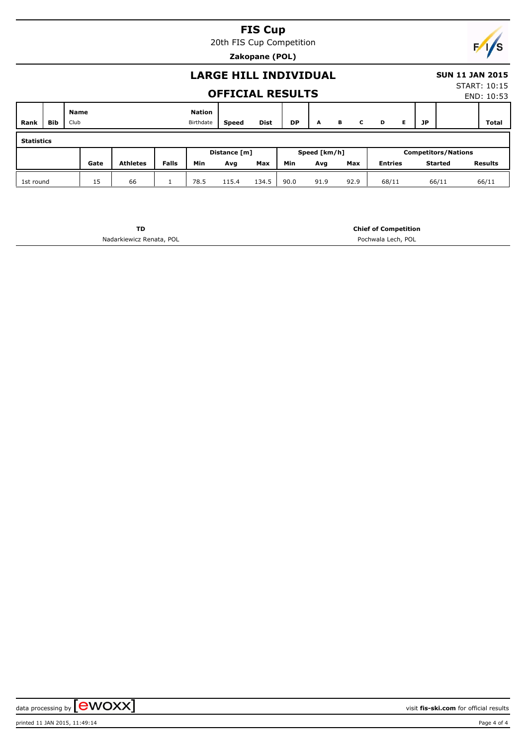# FIS Cup

20th FIS Cup Competition

**Zakopane (POL)**

## LARGE HILL INDIVIDUAL

**SUN 11 JAN 2015**

START: 10:15

END: 10:53

## OFFICIAL RESULTS

| Rank | Bib | Name<br>Club | Nation<br>Birthdate | Speed | Dist | DP | A | B | C | D | E | JP | | Total |
|---|---|---|---|---|---|---|---|---|---|---|---|---|---|---|

**Statistics**

| | Gate | Athletes | Falls | Distance [m] | | | Speed [km/h] | | | Competitors/Nations | | |
|---|---|---|---|---|---|---|---|---|---|---|---|---|
| | | | | Min | Avg | Max | Min | Avg | Max | Entries | Started | Results |
| 1st round | 15 | 66 | 1 | 78.5 | 115.4 | 134.5 | 90.0 | 91.9 | 92.9 | 68/11 | 66/11 | 66/11 |

| TD | Chief of Competition |
|---|---|
| Nadarkiewicz Renata, POL | Pochwala Lech, POL |

data processing by [ewoxx]

visit **fis-ski.com** for official results

printed 11 JAN 2015, 11:49:14